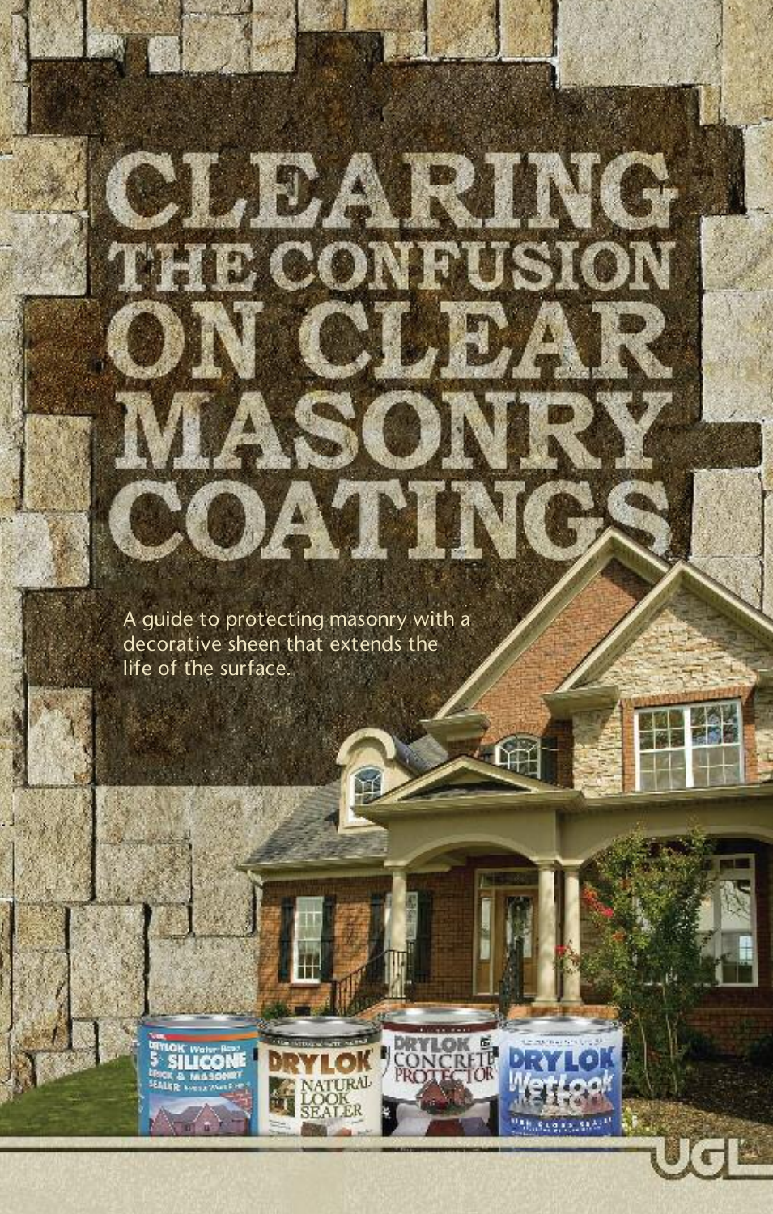# CLEARING THE CONFUSION ON CLEAR MASONRY COATINGS

A guide to protecting masonry with a decorative sheen that extends the life of the surface.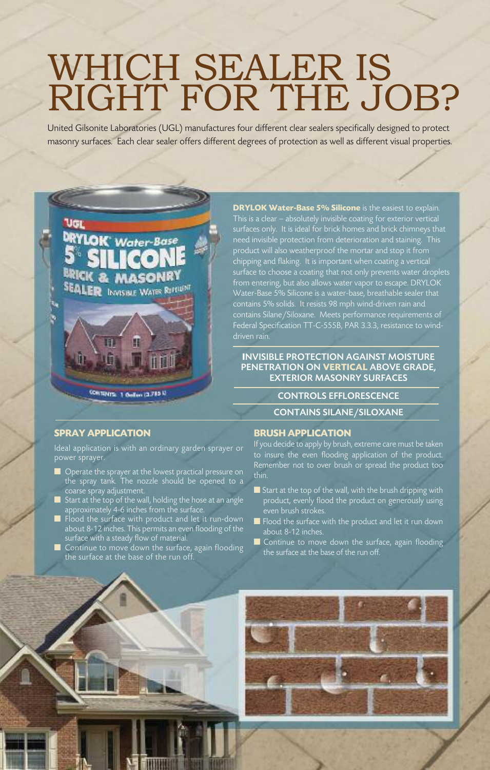# WHICH SEALER IS RIGHT FOR THE JOB?

United Gilsonite Laboratories (UGL) manufactures four different clear sealers specifically designed to protect masonry surfaces. Each clear sealer offers different degrees of protection as well as different visual properties.

**DRYLOK Water-Base 5% Silicone** is the easiest to explain. This is a clear – absolutely invisible coating for exterior vertical surfaces only. It is ideal for brick homes and brick chimneys that need invisible protection from deterioration and staining. This product will also weatherproof the mortar and stop it from chipping and flaking. It is important when coating a vertical surface to choose a coating that not only prevents water droplets from entering, but also allows water vapor to escape. DRYLOK Water-Base 5% Silicone is a water-base, breathable sealer that contains 5% solids. It resists 98 mph wind-driven rain and contains Silane/Siloxane. Meets performance requirements of Federal Specification TT-C-555B, PAR 3.3.3, resistance to wind-driven rain.

**INVISIBLE PROTECTION AGAINST MOISTURE PENETRATION ON VERTICAL ABOVE GRADE, EXTERIOR MASONRY SURFACES**

**CONTROLS EFFLORESCENCE**

**CONTAINS SILANE/SILOXANE**

## SPRAY APPLICATION

Ideal application is with an ordinary garden sprayer or power sprayer.

- Operate the sprayer at the lowest practical pressure on the spray tank. The nozzle should be opened to a coarse spray adjustment.
- Start at the top of the wall, holding the hose at an angle approximately 4-6 inches from the surface.
- Flood the surface with product and let it run-down about 8-12 inches. This permits an even flooding of the surface with a steady flow of material.
- Continue to move down the surface, again flooding the surface at the base of the run off.

## BRUSH APPLICATION

If you decide to apply by brush, extreme care must be taken to insure the even flooding application of the product. Remember not to over brush or spread the product too thin.

- Start at the top of the wall, with the brush dripping with product, evenly flood the product on generously using even brush strokes.
- Flood the surface with the product and let it run down about 8-12 inches.
- Continue to move down the surface, again flooding the surface at the base of the run off.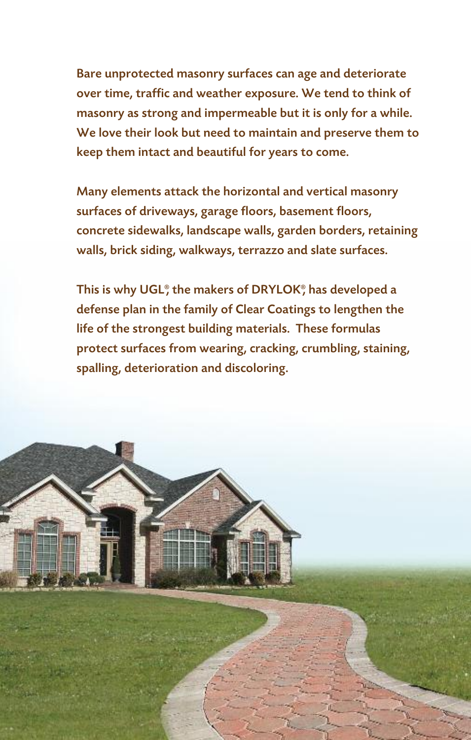Bare unprotected masonry surfaces can age and deteriorate over time, traffic and weather exposure. We tend to think of masonry as strong and impermeable but it is only for a while. We love their look but need to maintain and preserve them to keep them intact and beautiful for years to come.

Many elements attack the horizontal and vertical masonry surfaces of driveways, garage floors, basement floors, concrete sidewalks, landscape walls, garden borders, retaining walls, brick siding, walkways, terrazzo and slate surfaces.

This is why UGL®, the makers of DRYLOK®, has developed a defense plan in the family of Clear Coatings to lengthen the life of the strongest building materials. These formulas protect surfaces from wearing, cracking, crumbling, staining, spalling, deterioration and discoloring.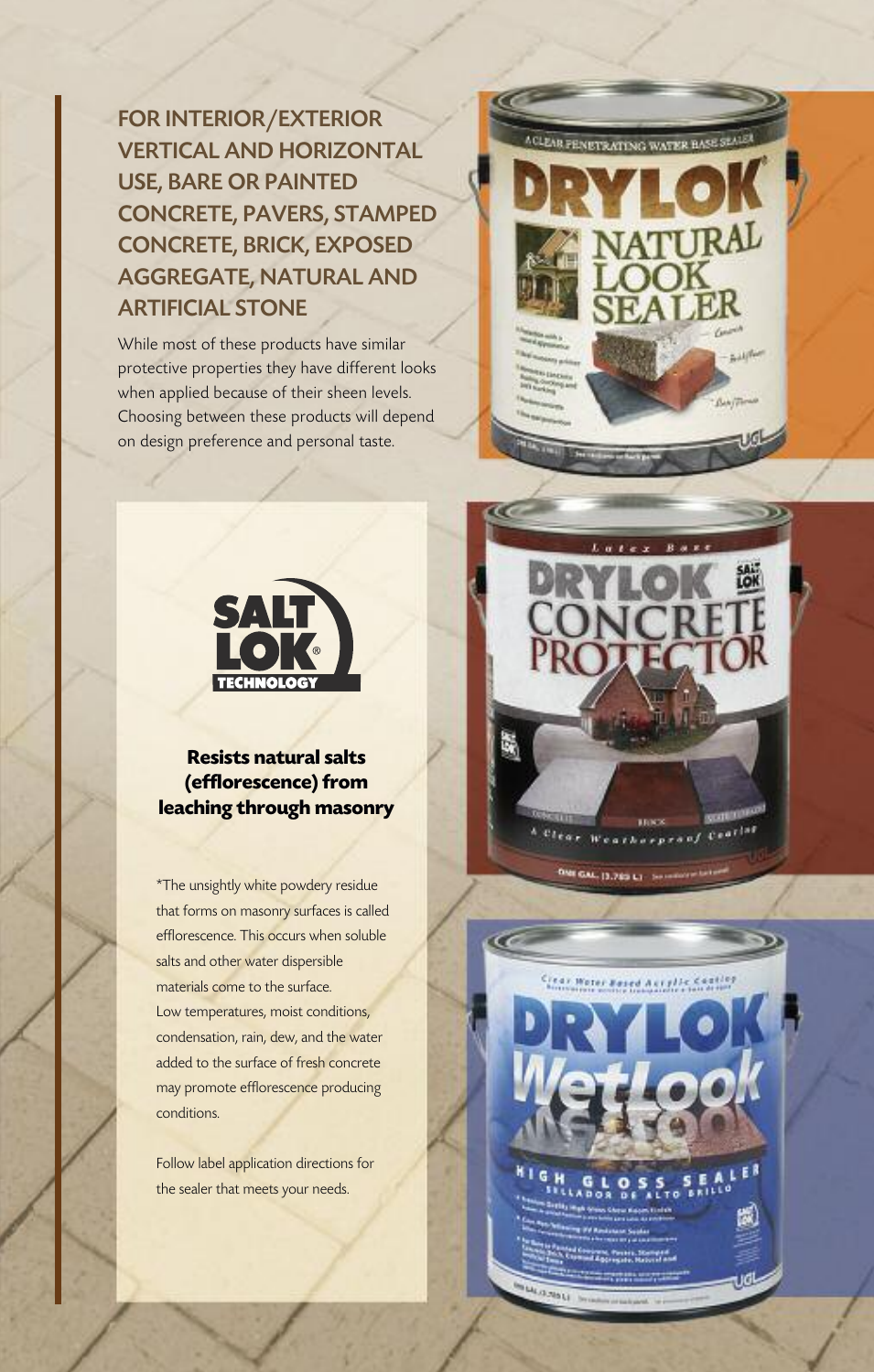## FOR INTERIOR/EXTERIOR VERTICAL AND HORIZONTAL USE, BARE OR PAINTED CONCRETE, PAVERS, STAMPED CONCRETE, BRICK, EXPOSED AGGREGATE, NATURAL AND ARTIFICIAL STONE

While most of these products have similar protective properties they have different looks when applied because of their sheen levels. Choosing between these products will depend on design preference and personal taste.

SALT LOK® TECHNOLOGY

**Resists natural salts (efflorescence) from leaching through masonry**

*The unsightly white powdery residue that forms on masonry surfaces is called efflorescence. This occurs when soluble salts and other water dispersible materials come to the surface. Low temperatures, moist conditions, condensation, rain, dew, and the water added to the surface of fresh concrete may promote efflorescence producing conditions.

Follow label application directions for the sealer that meets your needs.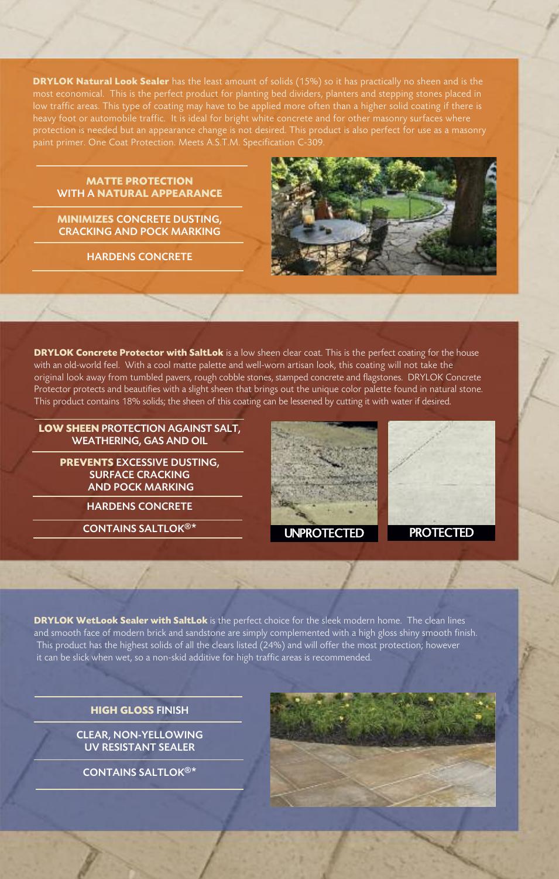**DRYLOK Natural Look Sealer** has the least amount of solids (15%) so it has practically no sheen and is the most economical. This is the perfect product for planting bed dividers, planters and stepping stones placed in low traffic areas. This type of coating may have to be applied more often than a higher solid coating if there is heavy foot or automobile traffic. It is ideal for bright white concrete and for other masonry surfaces where protection is needed but an appearance change is not desired. This product is also perfect for use as a masonry paint primer. One Coat Protection. Meets A.S.T.M. Specification C-309.

- **MATTE PROTECTION** WITH A **NATURAL APPEARANCE**
- **MINIMIZES** CONCRETE DUSTING, CRACKING AND POCK MARKING
- HARDENS CONCRETE

**DRYLOK Concrete Protector with SaltLok** is a low sheen clear coat. This is the perfect coating for the house with an old-world feel. With a cool matte palette and well-worn artisan look, this coating will not take the original look away from tumbled pavers, rough cobble stones, stamped concrete and flagstones. DRYLOK Concrete Protector protects and beautifies with a slight sheen that brings out the unique color palette found in natural stone. This product contains 18% solids; the sheen of this coating can be lessened by cutting it with water if desired.

- **LOW SHEEN** PROTECTION AGAINST SALT, WEATHERING, GAS AND OIL
- **PREVENTS** EXCESSIVE DUSTING, SURFACE CRACKING AND POCK MARKING
- HARDENS CONCRETE
- CONTAINS SALTLOK®*

UNPROTECTED

PROTECTED

**DRYLOK WetLook Sealer with SaltLok** is the perfect choice for the sleek modern home. The clean lines and smooth face of modern brick and sandstone are simply complemented with a high gloss shiny smooth finish. This product has the highest solids of all the clears listed (24%) and will offer the most protection; however it can be slick when wet, so a non-skid additive for high traffic areas is recommended.

- **HIGH GLOSS** FINISH
- CLEAR, NON-YELLOWING UV RESISTANT SEALER
- CONTAINS SALTLOK®*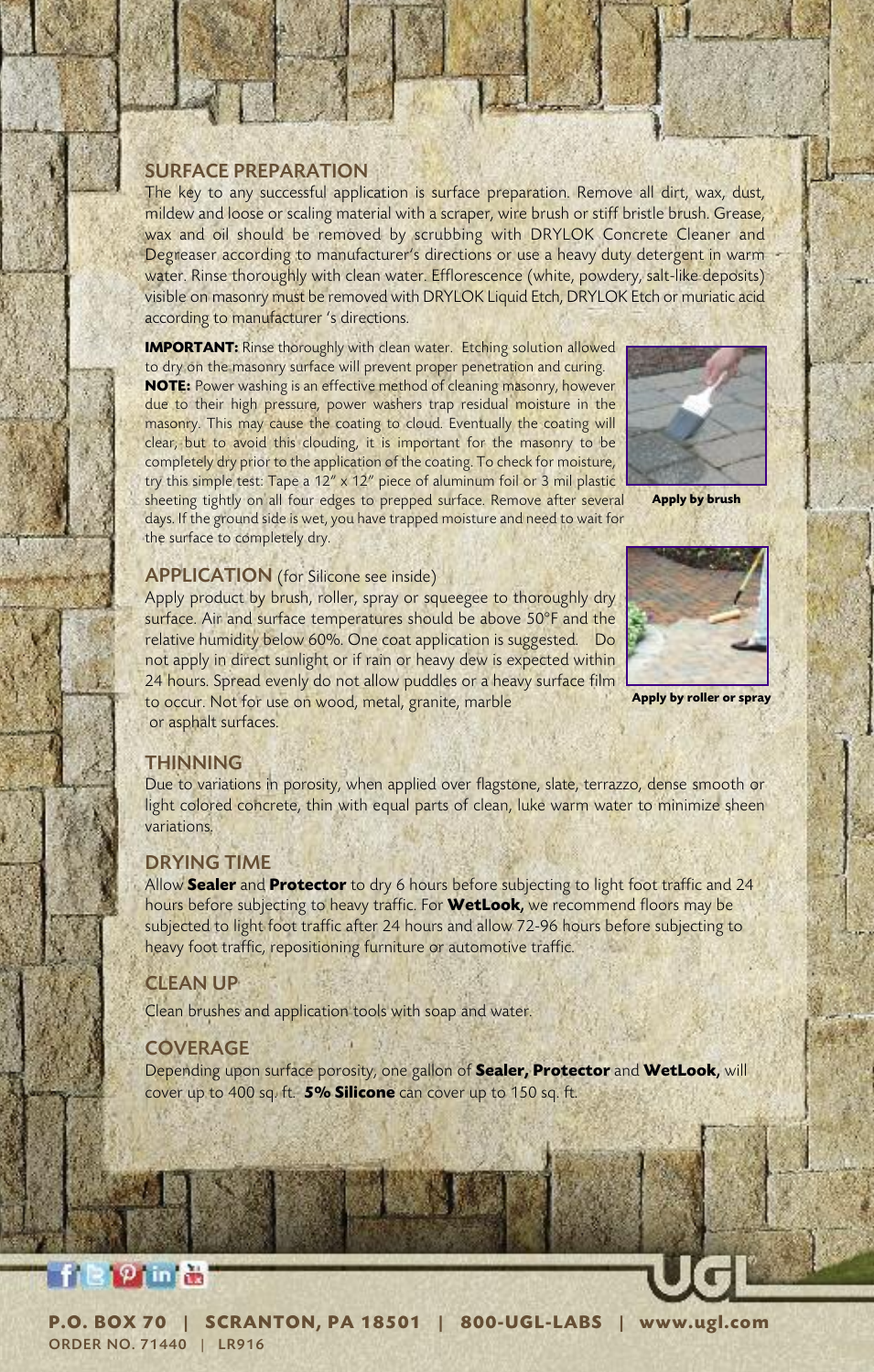## SURFACE PREPARATION

The key to any successful application is surface preparation. Remove all dirt, wax, dust, mildew and loose or scaling material with a scraper, wire brush or stiff bristle brush. Grease, wax and oil should be removed by scrubbing with DRYLOK Concrete Cleaner and Degreaser according to manufacturer's directions or use a heavy duty detergent in warm water. Rinse thoroughly with clean water. Efflorescence (white, powdery, salt-like deposits) visible on masonry must be removed with DRYLOK Liquid Etch, DRYLOK Etch or muriatic acid according to manufacturer 's directions.

**IMPORTANT:** Rinse thoroughly with clean water. Etching solution allowed to dry on the masonry surface will prevent proper penetration and curing.

**NOTE:** Power washing is an effective method of cleaning masonry, however due to their high pressure, power washers trap residual moisture in the masonry. This may cause the coating to cloud. Eventually the coating will clear, but to avoid this clouding, it is important for the masonry to be completely dry prior to the application of the coating. To check for moisture, try this simple test: Tape a 12" x 12" piece of aluminum foil or 3 mil plastic sheeting tightly on all four edges to prepped surface. Remove after several days. If the ground side is wet, you have trapped moisture and need to wait for the surface to completely dry.

**Apply by brush**

## APPLICATION (for Silicone see inside)

Apply product by brush, roller, spray or squeegee to thoroughly dry surface. Air and surface temperatures should be above 50°F and the relative humidity below 60%. One coat application is suggested. Do not apply in direct sunlight or if rain or heavy dew is expected within 24 hours. Spread evenly do not allow puddles or a heavy surface film to occur. Not for use on wood, metal, granite, marble or asphalt surfaces.

**Apply by roller or spray**

## THINNING

Due to variations in porosity, when applied over flagstone, slate, terrazzo, dense smooth or light colored concrete, thin with equal parts of clean, luke warm water to minimize sheen variations.

## DRYING TIME

Allow **Sealer** and **Protector** to dry 6 hours before subjecting to light foot traffic and 24 hours before subjecting to heavy traffic. For **WetLook,** we recommend floors may be subjected to light foot traffic after 24 hours and allow 72-96 hours before subjecting to heavy foot traffic, repositioning furniture or automotive traffic.

## CLEAN UP

Clean brushes and application tools with soap and water.

## COVERAGE

Depending upon surface porosity, one gallon of **Sealer, Protector** and **WetLook,** will cover up to 400 sq. ft. **5% Silicone** can cover up to 150 sq. ft.

UGL

**P.O. BOX 70 | SCRANTON, PA 18501 | 800-UGL-LABS | www.ugl.com**

**ORDER NO. 71440 | LR916**